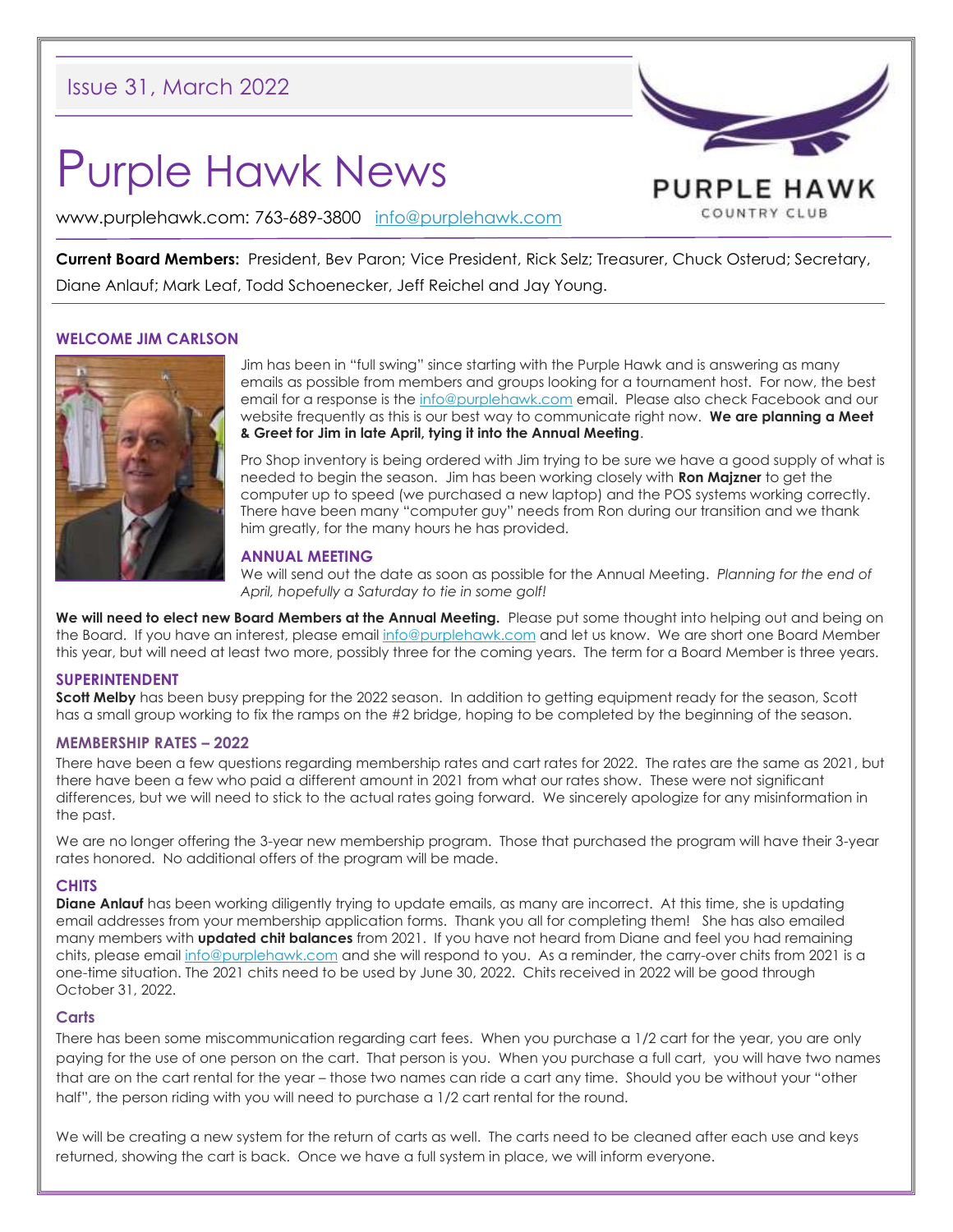Issue 31, March 2022

# Purple Hawk News

www.purplehawk.com: 763-689-3800 info@purplehawk.com

PURPLE HAWK COUNTRY CLUB

**Current Board Members:** President, Bev Paron; Vice President, Rick Selz; Treasurer, Chuck Osterud; Secretary, Diane Anlauf; Mark Leaf, Todd Schoenecker, Jeff Reichel and Jay Young.

## WELCOME JIM CARLSON

Jim has been in "full swing" since starting with the Purple Hawk and is answering as many emails as possible from members and groups looking for a tournament host. For now, the best email for a response is the info@purplehawk.com email. Please also check Facebook and our website frequently as this is our best way to communicate right now. **We are planning a Meet & Greet for Jim in late April, tying it into the Annual Meeting**.

Pro Shop inventory is being ordered with Jim trying to be sure we have a good supply of what is needed to begin the season. Jim has been working closely with **Ron Majzner** to get the computer up to speed (we purchased a new laptop) and the POS systems working correctly. There have been many "computer guy" needs from Ron during our transition and we thank him greatly, for the many hours he has provided.

## ANNUAL MEETING

We will send out the date as soon as possible for the Annual Meeting. *Planning for the end of April, hopefully a Saturday to tie in some golf!*

**We will need to elect new Board Members at the Annual Meeting.** Please put some thought into helping out and being on the Board. If you have an interest, please email info@purplehawk.com and let us know. We are short one Board Member this year, but will need at least two more, possibly three for the coming years. The term for a Board Member is three years.

## SUPERINTENDENT

**Scott Melby** has been busy prepping for the 2022 season. In addition to getting equipment ready for the season, Scott has a small group working to fix the ramps on the #2 bridge, hoping to be completed by the beginning of the season.

## MEMBERSHIP RATES – 2022

There have been a few questions regarding membership rates and cart rates for 2022. The rates are the same as 2021, but there have been a few who paid a different amount in 2021 from what our rates show. These were not significant differences, but we will need to stick to the actual rates going forward. We sincerely apologize for any misinformation in the past.

We are no longer offering the 3-year new membership program. Those that purchased the program will have their 3-year rates honored. No additional offers of the program will be made.

## CHITS

**Diane Anlauf** has been working diligently trying to update emails, as many are incorrect. At this time, she is updating email addresses from your membership application forms. Thank you all for completing them! She has also emailed many members with **updated chit balances** from 2021. If you have not heard from Diane and feel you had remaining chits, please email info@purplehawk.com and she will respond to you. As a reminder, the carry-over chits from 2021 is a one-time situation. The 2021 chits need to be used by June 30, 2022. Chits received in 2022 will be good through October 31, 2022.

## Carts

There has been some miscommunication regarding cart fees. When you purchase a 1/2 cart for the year, you are only paying for the use of one person on the cart. That person is you. When you purchase a full cart, you will have two names that are on the cart rental for the year – those two names can ride a cart any time. Should you be without your "other half", the person riding with you will need to purchase a 1/2 cart rental for the round.

We will be creating a new system for the return of carts as well. The carts need to be cleaned after each use and keys returned, showing the cart is back. Once we have a full system in place, we will inform everyone.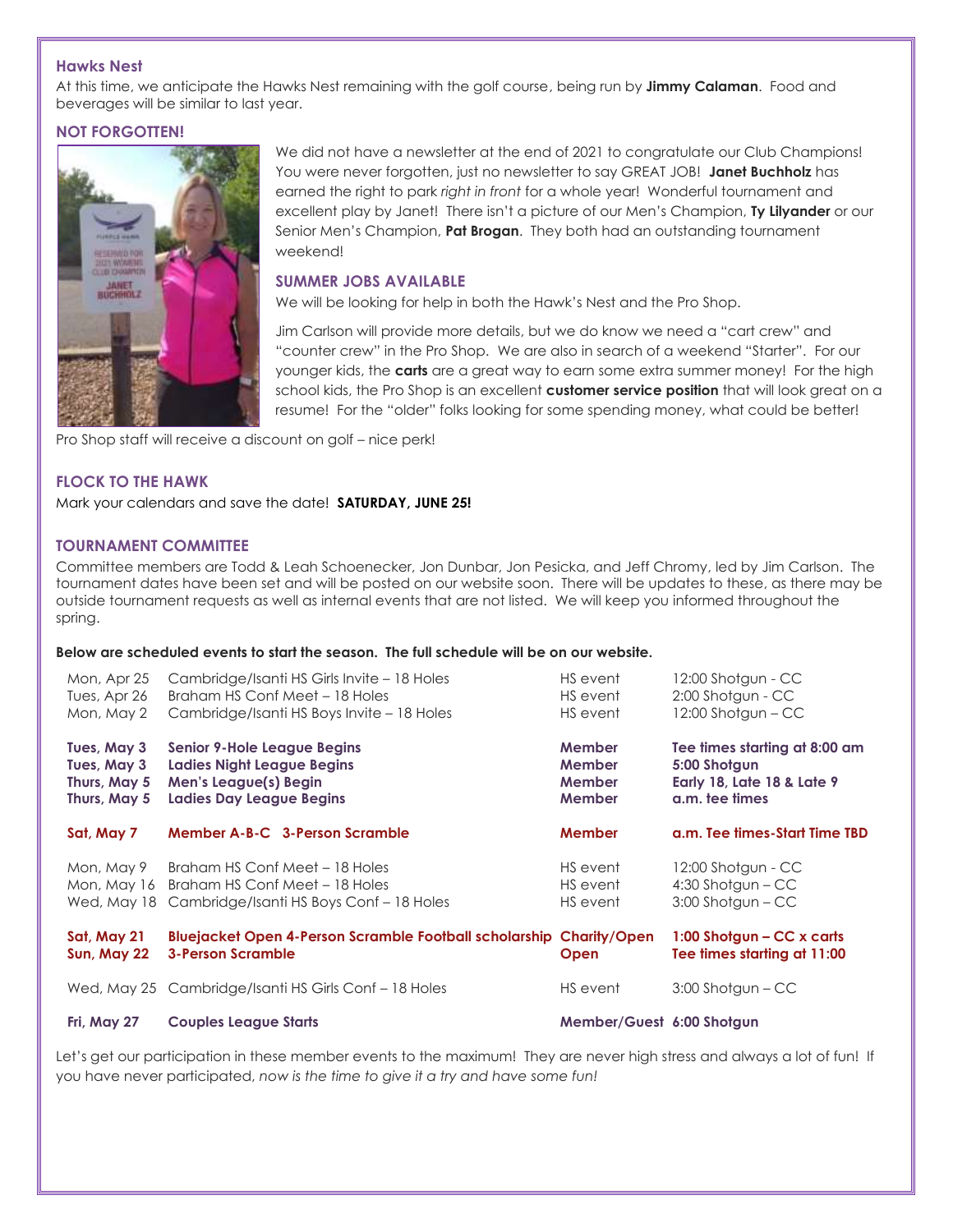## Hawks Nest

At this time, we anticipate the Hawks Nest remaining with the golf course, being run by **Jimmy Calaman**. Food and beverages will be similar to last year.

## NOT FORGOTTEN!

We did not have a newsletter at the end of 2021 to congratulate our Club Champions! You were never forgotten, just no newsletter to say GREAT JOB! **Janet Buchholz** has earned the right to park *right in front* for a whole year! Wonderful tournament and excellent play by Janet! There isn't a picture of our Men's Champion, **Ty Lilyander** or our Senior Men's Champion, **Pat Brogan**. They both had an outstanding tournament weekend!

## SUMMER JOBS AVAILABLE

We will be looking for help in both the Hawk's Nest and the Pro Shop.

Jim Carlson will provide more details, but we do know we need a "cart crew" and "counter crew" in the Pro Shop. We are also in search of a weekend "Starter". For our younger kids, the **carts** are a great way to earn some extra summer money! For the high school kids, the Pro Shop is an excellent **customer service position** that will look great on a resume! For the "older" folks looking for some spending money, what could be better!

Pro Shop staff will receive a discount on golf – nice perk!

## FLOCK TO THE HAWK

Mark your calendars and save the date! **SATURDAY, JUNE 25!**

## TOURNAMENT COMMITTEE

Committee members are Todd & Leah Schoenecker, Jon Dunbar, Jon Pesicka, and Jeff Chromy, led by Jim Carlson. The tournament dates have been set and will be posted on our website soon. There will be updates to these, as there may be outside tournament requests as well as internal events that are not listed. We will keep you informed throughout the spring.

**Below are scheduled events to start the season. The full schedule will be on our website.**

| | | | |
|---|---|---|---|
| Mon, Apr 25 | Cambridge/Isanti HS Girls Invite – 18 Holes | HS event | 12:00 Shotgun - CC |
| Tues, Apr 26 | Braham HS Conf Meet – 18 Holes | HS event | 2:00 Shotgun - CC |
| Mon, May 2 | Cambridge/Isanti HS Boys Invite – 18 Holes | HS event | 12:00 Shotgun – CC |
| **Tues, May 3** | **Senior 9-Hole League Begins** | **Member** | **Tee times starting at 8:00 am** |
| **Tues, May 3** | **Ladies Night League Begins** | **Member** | **5:00 Shotgun** |
| **Thurs, May 5** | **Men's League(s) Begin** | **Member** | **Early 18, Late 18 & Late 9** |
| **Thurs, May 5** | **Ladies Day League Begins** | **Member** | **a.m. tee times** |
| **Sat, May 7** | **Member A-B-C 3-Person Scramble** | **Member** | **a.m. Tee times-Start Time TBD** |
| Mon, May 9 | Braham HS Conf Meet – 18 Holes | HS event | 12:00 Shotgun - CC |
| Mon, May 16 | Braham HS Conf Meet – 18 Holes | HS event | 4:30 Shotgun – CC |
| Wed, May 18 | Cambridge/Isanti HS Boys Conf – 18 Holes | HS event | 3:00 Shotgun – CC |
| **Sat, May 21** | **Bluejacket Open 4-Person Scramble Football scholarship** | **Charity/Open** | **1:00 Shotgun – CC x carts** |
| **Sun, May 22** | **3-Person Scramble** | **Open** | **Tee times starting at 11:00** |
| Wed, May 25 | Cambridge/Isanti HS Girls Conf – 18 Holes | HS event | 3:00 Shotgun – CC |
| **Fri, May 27** | **Couples League Starts** | **Member/Guest** | **6:00 Shotgun** |

Let's get our participation in these member events to the maximum! They are never high stress and always a lot of fun! If you have never participated, *now is the time to give it a try and have some fun!*